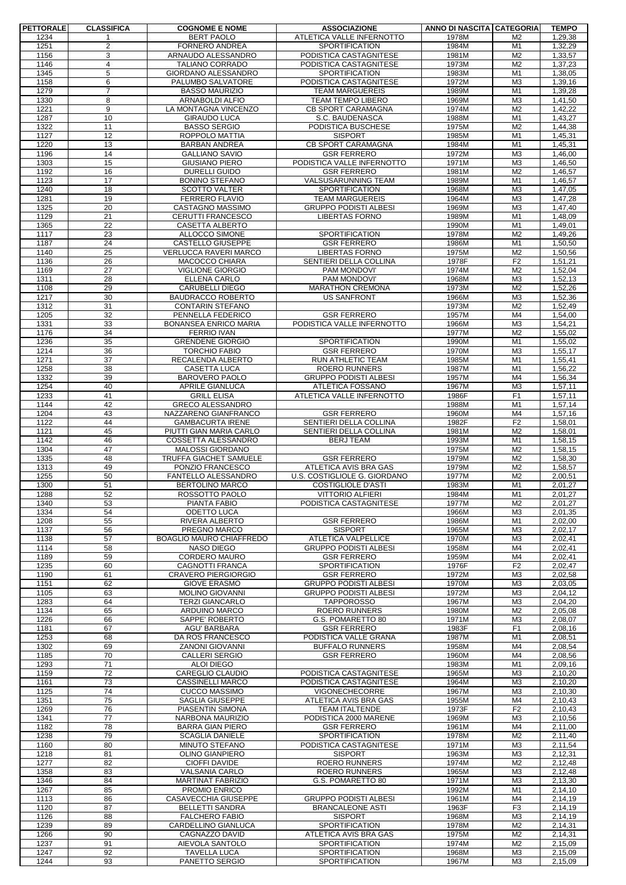| PETTORALE | CLASSIFICA | COGNOME E NOME | ASSOCIAZIONE | ANNO DI NASCITA | CATEGORIA | TEMPO |
|---|---|---|---|---|---|---|
| 1234 | 1 | BERT PAOLO | ATLETICA VALLE INFERNOTTO | 1978M | M2 | 1,29,38 |
| 1251 | 2 | FORNERO ANDREA | SPORTIFICATION | 1984M | M1 | 1,32,29 |
| 1156 | 3 | ARNAUDO ALESSANDRO | PODISTICA CASTAGNITESE | 1981M | M2 | 1,33,57 |
| 1146 | 4 | TALIANO CORRADO | PODISTICA CASTAGNITESE | 1973M | M2 | 1,37,23 |
| 1345 | 5 | GIORDANO ALESSANDRO | SPORTIFICATION | 1983M | M1 | 1,38,05 |
| 1158 | 6 | PALUMBO SALVATORE | PODISTICA CASTAGNITESE | 1972M | M3 | 1,39,16 |
| 1279 | 7 | BASSO MAURIZIO | TEAM MARGUEREIS | 1989M | M1 | 1,39,28 |
| 1330 | 8 | ARNABOLDI ALFIO | TEAM TEMPO LIBERO | 1969M | M3 | 1,41,50 |
| 1221 | 9 | LA MONTAGNA VINCENZO | CB SPORT CARAMAGNA | 1974M | M2 | 1,42,22 |
| 1287 | 10 | GIRAUDO LUCA | S.C. BAUDENASCA | 1988M | M1 | 1,43,27 |
| 1322 | 11 | BASSO SERGIO | PODISTICA BUSCHESE | 1975M | M2 | 1,44,38 |
| 1127 | 12 | ROPPOLO MATTIA | SISPORT | 1985M | M1 | 1,45,31 |
| 1220 | 13 | BARBAN ANDREA | CB SPORT CARAMAGNA | 1984M | M1 | 1,45,31 |
| 1196 | 14 | GALLIANO SAVIO | GSR FERRERO | 1972M | M3 | 1,46,00 |
| 1303 | 15 | GIUSIANO PIERO | PODISTICA VALLE INFERNOTTO | 1971M | M3 | 1,46,50 |
| 1192 | 16 | DURELLI GUIDO | GSR FERRERO | 1981M | M2 | 1,46,57 |
| 1123 | 17 | BONINO STEFANO | VALSUSARUNNING TEAM | 1989M | M1 | 1,46,57 |
| 1240 | 18 | SCOTTO VALTER | SPORTIFICATION | 1968M | M3 | 1,47,05 |
| 1281 | 19 | FERRERO FLAVIO | TEAM MARGUEREIS | 1964M | M3 | 1,47,28 |
| 1325 | 20 | CASTAGNO MASSIMO | GRUPPO PODISTI ALBESI | 1969M | M3 | 1,47,40 |
| 1129 | 21 | CERUTTI FRANCESCO | LIBERTAS FORNO | 1989M | M1 | 1,48,09 |
| 1365 | 22 | CASETTA ALBERTO | | 1990M | M1 | 1,49,01 |
| 1117 | 23 | ALLOCCO SIMONE | SPORTIFICATION | 1978M | M2 | 1,49,26 |
| 1187 | 24 | CASTELLO GIUSEPPE | GSR FERRERO | 1986M | M1 | 1,50,50 |
| 1140 | 25 | VERLUCCA RAVERI MARCO | LIBERTAS FORNO | 1975M | M2 | 1,50,56 |
| 1136 | 26 | MACOCCO CHIARA | SENTIERI DELLA COLLINA | 1978F | F2 | 1,51,21 |
| 1169 | 27 | VIGLIONE GIORGIO | PAM MONDOVI' | 1974M | M2 | 1,52,04 |
| 1311 | 28 | ELLENA CARLO | PAM MONDOVI' | 1968M | M3 | 1,52,13 |
| 1108 | 29 | CARUBELLI DIEGO | MARATHON CREMONA | 1973M | M2 | 1,52,26 |
| 1217 | 30 | BAUDRACCO ROBERTO | US SANFRONT | 1966M | M3 | 1,52,36 |
| 1312 | 31 | CONTARIN STEFANO | | 1973M | M2 | 1,52,49 |
| 1205 | 32 | PENNELLA FEDERICO | GSR FERRERO | 1957M | M4 | 1,54,00 |
| 1331 | 33 | BONANSEA ENRICO MARIA | PODISTICA VALLE INFERNOTTO | 1966M | M3 | 1,54,21 |
| 1176 | 34 | FERRIO IVAN | | 1977M | M2 | 1,55,02 |
| 1236 | 35 | GRENDENE GIORGIO | SPORTIFICATION | 1990M | M1 | 1,55,02 |
| 1214 | 36 | TORCHIO FABIO | GSR FERRERO | 1970M | M3 | 1,55,17 |
| 1271 | 37 | RECALENDA ALBERTO | RUN ATHLETIC TEAM | 1985M | M1 | 1,55,41 |
| 1258 | 38 | CASETTA LUCA | ROERO RUNNERS | 1987M | M1 | 1,56,22 |
| 1332 | 39 | BAROVERO PAOLO | GRUPPO PODISTI ALBESI | 1957M | M4 | 1,56,34 |
| 1254 | 40 | APRILE GIANLUCA | ATLETICA FOSSANO | 1967M | M3 | 1,57,11 |
| 1233 | 41 | GRILL ELISA | ATLETICA VALLE INFERNOTTO | 1986F | F1 | 1,57,11 |
| 1144 | 42 | GRECO ALESSANDRO | | 1988M | M1 | 1,57,14 |
| 1204 | 43 | NAZZARENO GIANFRANCO | GSR FERRERO | 1960M | M4 | 1,57,16 |
| 1122 | 44 | GAMBACURTA IRENE | SENTIERI DELLA COLLINA | 1982F | F2 | 1,58,01 |
| 1121 | 45 | PIUTTI GIAN MARIA CARLO | SENTIERI DELLA COLLINA | 1981M | M2 | 1,58,01 |
| 1142 | 46 | COSSETTA ALESSANDRO | BERJ TEAM | 1993M | M1 | 1,58,15 |
| 1304 | 47 | MALOSSI GIORDANO | | 1975M | M2 | 1,58,15 |
| 1335 | 48 | TRUFFA GIACHET SAMUELE | GSR FERRERO | 1979M | M2 | 1,58,30 |
| 1313 | 49 | PONZIO FRANCESCO | ATLETICA AVIS BRA GAS | 1979M | M2 | 1,58,57 |
| 1255 | 50 | FANTELLO ALESSANDRO | U.S. COSTIGLIOLE G. GIORDANO | 1977M | M2 | 2,00,51 |
| 1300 | 51 | BERTOLINO MARCO | COSTIGLIOLE D'ASTI | 1983M | M1 | 2,01,27 |
| 1288 | 52 | ROSSOTTO PAOLO | VITTORIO ALFIERI | 1984M | M1 | 2,01,27 |
| 1340 | 53 | PIANTA FABIO | PODISTICA CASTAGNITESE | 1977M | M2 | 2,01,27 |
| 1334 | 54 | ODETTO LUCA | | 1966M | M3 | 2,01,35 |
| 1208 | 55 | RIVERA ALBERTO | GSR FERRERO | 1986M | M1 | 2,02,00 |
| 1137 | 56 | PREGNO MARCO | SISPORT | 1965M | M3 | 2,02,17 |
| 1138 | 57 | BOAGLIO MAURO CHIAFFREDO | ATLETICA VALPELLICE | 1970M | M3 | 2,02,41 |
| 1114 | 58 | NASO DIEGO | GRUPPO PODISTI ALBESI | 1958M | M4 | 2,02,41 |
| 1189 | 59 | CORDERO MAURO | GSR FERRERO | 1959M | M4 | 2,02,41 |
| 1235 | 60 | CAGNOTTI FRANCA | SPORTIFICATION | 1976F | F2 | 2,02,47 |
| 1190 | 61 | CRAVERO PIERGIORGIO | GSR FERRERO | 1972M | M3 | 2,02,58 |
| 1151 | 62 | GIOVE ERASMO | GRUPPO PODISTI ALBESI | 1970M | M3 | 2,03,05 |
| 1105 | 63 | MOLINO GIOVANNI | GRUPPO PODISTI ALBESI | 1972M | M3 | 2,04,12 |
| 1283 | 64 | TERZI GIANCARLO | TAPPOROSSO | 1967M | M3 | 2,04,20 |
| 1134 | 65 | ARDUINO MARCO | ROERO RUNNERS | 1980M | M2 | 2,05,08 |
| 1226 | 66 | SAPPE' ROBERTO | G.S. POMARETTO 80 | 1971M | M3 | 2,08,07 |
| 1181 | 67 | AGU' BARBARA | GSR FERRERO | 1983F | F1 | 2,08,16 |
| 1253 | 68 | DA ROS FRANCESCO | PODISTICA VALLE GRANA | 1987M | M1 | 2,08,51 |
| 1302 | 69 | ZANONI GIOVANNI | BUFFALO RUNNERS | 1958M | M4 | 2,08,54 |
| 1185 | 70 | CALLERI SERGIO | GSR FERRERO | 1960M | M4 | 2,08,56 |
| 1293 | 71 | ALOI DIEGO | | 1983M | M1 | 2,09,16 |
| 1159 | 72 | CAREGLIO CLAUDIO | PODISTICA CASTAGNITESE | 1965M | M3 | 2,10,20 |
| 1161 | 73 | CASSINELLI MARCO | PODISTICA CASTAGNITESE | 1964M | M3 | 2,10,20 |
| 1125 | 74 | CUCCO MASSIMO | VIGONECHECORRE | 1967M | M3 | 2,10,30 |
| 1351 | 75 | SAGLIA GIUSEPPE | ATLETICA AVIS BRA GAS | 1955M | M4 | 2,10,43 |
| 1269 | 76 | PIASENTIN SIMONA | TEAM ITALTENDE | 1973F | F2 | 2,10,43 |
| 1341 | 77 | NARBONA MAURIZIO | PODISTICA 2000 MARENE | 1969M | M3 | 2,10,56 |
| 1182 | 78 | BARRA GIAN PIERO | GSR FERRERO | 1961M | M4 | 2,11,00 |
| 1238 | 79 | SCAGLIA DANIELE | SPORTIFICATION | 1978M | M2 | 2,11,40 |
| 1160 | 80 | MINUTO STEFANO | PODISTICA CASTAGNITESE | 1971M | M3 | 2,11,54 |
| 1218 | 81 | OLINO GIANPIERO | SISPORT | 1963M | M3 | 2,12,31 |
| 1277 | 82 | CIOFFI DAVIDE | ROERO RUNNERS | 1974M | M2 | 2,12,48 |
| 1358 | 83 | VALSANIA CARLO | ROERO RUNNERS | 1965M | M3 | 2,12,48 |
| 1346 | 84 | MARTINAT FABRIZIO | G.S. POMARETTO 80 | 1971M | M3 | 2,13,30 |
| 1267 | 85 | PROMIO ENRICO | | 1992M | M1 | 2,14,10 |
| 1113 | 86 | CASAVECCHIA GIUSEPPE | GRUPPO PODISTI ALBESI | 1961M | M4 | 2,14,19 |
| 1120 | 87 | BELLETTI SANDRA | BRANCALEONE ASTI | 1963F | F3 | 2,14,19 |
| 1126 | 88 | FALCHERO FABIO | SISPORT | 1968M | M3 | 2,14,19 |
| 1239 | 89 | CARDELLINO GIANLUCA | SPORTIFICATION | 1978M | M2 | 2,14,31 |
| 1266 | 90 | CAGNAZZO DAVID | ATLETICA AVIS BRA GAS | 1975M | M2 | 2,14,31 |
| 1237 | 91 | AIEVOLA SANTOLO | SPORTIFICATION | 1974M | M2 | 2,15,09 |
| 1247 | 92 | TAVELLA LUCA | SPORTIFICATION | 1968M | M3 | 2,15,09 |
| 1244 | 93 | PANETTO SERGIO | SPORTIFICATION | 1967M | M3 | 2,15,09 |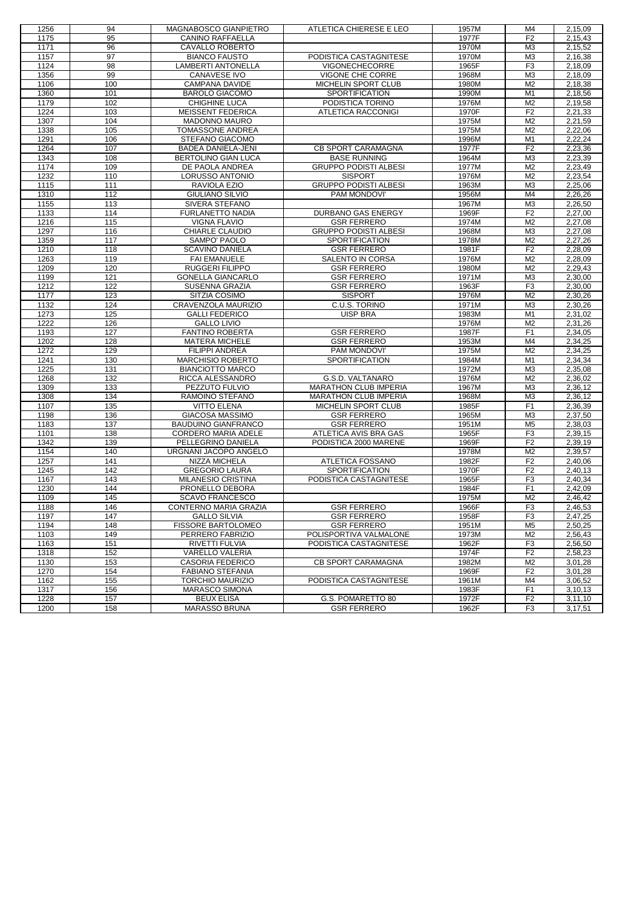| | | | | | | |
|---|---|---|---|---|---|---|
| 1256 | 94 | MAGNABOSCO GIANPIETRO | ATLETICA CHIERESE E LEO | 1957M | M4 | 2,15,09 |
| 1175 | 95 | CANINO RAFFAELLA | | 1977F | F2 | 2,15,43 |
| 1171 | 96 | CAVALLO ROBERTO | | 1970M | M3 | 2,15,52 |
| 1157 | 97 | BIANCO FAUSTO | PODISTICA CASTAGNITESE | 1970M | M3 | 2,16,38 |
| 1124 | 98 | LAMBERTI ANTONELLA | VIGONECHECORRE | 1965F | F3 | 2,18,09 |
| 1356 | 99 | CANAVESE IVO | VIGONE CHE CORRE | 1968M | M3 | 2,18,09 |
| 1106 | 100 | CAMPANA DAVIDE | MICHELIN SPORT CLUB | 1980M | M2 | 2,18,38 |
| 1360 | 101 | BAROLO GIACOMO | SPORTIFICATION | 1990M | M1 | 2,18,56 |
| 1179 | 102 | CHIGHINE LUCA | PODISTICA TORINO | 1976M | M2 | 2,19,58 |
| 1224 | 103 | MEISSENT FEDERICA | ATLETICA RACCONIGI | 1970F | F2 | 2,21,33 |
| 1307 | 104 | MADONNO MAURO | | 1975M | M2 | 2,21,59 |
| 1338 | 105 | TOMASSONE ANDREA | | 1975M | M2 | 2,22,06 |
| 1291 | 106 | STEFANO GIACOMO | | 1996M | M1 | 2,22,24 |
| 1264 | 107 | BADEA DANIELA-JENI | CB SPORT CARAMAGNA | 1977F | F2 | 2,23,36 |
| 1343 | 108 | BERTOLINO GIAN LUCA | BASE RUNNING | 1964M | M3 | 2,23,39 |
| 1174 | 109 | DE PAOLA ANDREA | GRUPPO PODISTI ALBESI | 1977M | M2 | 2,23,49 |
| 1232 | 110 | LORUSSO ANTONIO | SISPORT | 1976M | M2 | 2,23,54 |
| 1115 | 111 | RAVIOLA EZIO | GRUPPO PODISTI ALBESI | 1963M | M3 | 2,25,06 |
| 1310 | 112 | GIULIANO SILVIO | PAM MONDOVI' | 1956M | M4 | 2,26,26 |
| 1155 | 113 | SIVERA STEFANO | | 1967M | M3 | 2,26,50 |
| 1133 | 114 | FURLANETTO NADIA | DURBANO GAS ENERGY | 1969F | F2 | 2,27,00 |
| 1216 | 115 | VIGNA FLAVIO | GSR FERRERO | 1974M | M2 | 2,27,08 |
| 1297 | 116 | CHIARLE CLAUDIO | GRUPPO PODISTI ALBESI | 1968M | M3 | 2,27,08 |
| 1359 | 117 | SAMPO' PAOLO | SPORTIFICATION | 1978M | M2 | 2,27,26 |
| 1210 | 118 | SCAVINO DANIELA | GSR FERRERO | 1981F | F2 | 2,28,09 |
| 1263 | 119 | FAI EMANUELE | SALENTO IN CORSA | 1976M | M2 | 2,28,09 |
| 1209 | 120 | RUGGERI FILIPPO | GSR FERRERO | 1980M | M2 | 2,29,43 |
| 1199 | 121 | GONELLA GIANCARLO | GSR FERRERO | 1971M | M3 | 2,30,00 |
| 1212 | 122 | SUSENNA GRAZIA | GSR FERRERO | 1963F | F3 | 2,30,00 |
| 1177 | 123 | SITZIA COSIMO | SISPORT | 1976M | M2 | 2,30,26 |
| 1132 | 124 | CRAVENZOLA MAURIZIO | C.U.S. TORINO | 1971M | M3 | 2,30,26 |
| 1273 | 125 | GALLI FEDERICO | UISP BRA | 1983M | M1 | 2,31,02 |
| 1222 | 126 | GALLO LIVIO | | 1976M | M2 | 2,31,26 |
| 1193 | 127 | FANTINO ROBERTA | GSR FERRERO | 1987F | F1 | 2,34,05 |
| 1202 | 128 | MATERA MICHELE | GSR FERRERO | 1953M | M4 | 2,34,25 |
| 1272 | 129 | FILIPPI ANDREA | PAM MONDOVI' | 1975M | M2 | 2,34,25 |
| 1241 | 130 | MARCHISIO ROBERTO | SPORTIFICATION | 1984M | M1 | 2,34,34 |
| 1225 | 131 | BIANCIOTTO MARCO | | 1972M | M3 | 2,35,08 |
| 1268 | 132 | RICCA ALESSANDRO | G.S.D. VALTANARO | 1976M | M2 | 2,36,02 |
| 1309 | 133 | PEZZUTO FULVIO | MARATHON CLUB IMPERIA | 1967M | M3 | 2,36,12 |
| 1308 | 134 | RAMOINO STEFANO | MARATHON CLUB IMPERIA | 1968M | M3 | 2,36,12 |
| 1107 | 135 | VITTO ELENA | MICHELIN SPORT CLUB | 1985F | F1 | 2,36,39 |
| 1198 | 136 | GIACOSA MASSIMO | GSR FERRERO | 1965M | M3 | 2,37,50 |
| 1183 | 137 | BAUDUINO GIANFRANCO | GSR FERRERO | 1951M | M5 | 2,38,03 |
| 1101 | 138 | CORDERO MARIA ADELE | ATLETICA AVIS BRA GAS | 1965F | F3 | 2,39,15 |
| 1342 | 139 | PELLEGRINO DANIELA | PODISTICA 2000 MARENE | 1969F | F2 | 2,39,19 |
| 1154 | 140 | URGNANI JACOPO ANGELO | | 1978M | M2 | 2,39,57 |
| 1257 | 141 | NIZZA MICHELA | ATLETICA FOSSANO | 1982F | F2 | 2,40,06 |
| 1245 | 142 | GREGORIO LAURA | SPORTIFICATION | 1970F | F2 | 2,40,13 |
| 1167 | 143 | MILANESIO CRISTINA | PODISTICA CASTAGNITESE | 1965F | F3 | 2,40,34 |
| 1230 | 144 | PRONELLO DEBORA | | 1984F | F1 | 2,42,09 |
| 1109 | 145 | SCAVO FRANCESCO | | 1975M | M2 | 2,46,42 |
| 1188 | 146 | CONTERNO MARIA GRAZIA | GSR FERRERO | 1966F | F3 | 2,46,53 |
| 1197 | 147 | GALLO SILVIA | GSR FERRERO | 1958F | F3 | 2,47,25 |
| 1194 | 148 | FISSORE BARTOLOMEO | GSR FERRERO | 1951M | M5 | 2,50,25 |
| 1103 | 149 | PERRERO FABRIZIO | POLISPORTIVA VALMALONE | 1973M | M2 | 2,56,43 |
| 1163 | 151 | RIVETTI FULVIA | PODISTICA CASTAGNITESE | 1962F | F3 | 2,56,50 |
| 1318 | 152 | VARELLO VALERIA | | 1974F | F2 | 2,58,23 |
| 1130 | 153 | CASORIA FEDERICO | CB SPORT CARAMAGNA | 1982M | M2 | 3,01,28 |
| 1270 | 154 | FABIANO STEFANIA | | 1969F | F2 | 3,01,28 |
| 1162 | 155 | TORCHIO MAURIZIO | PODISTICA CASTAGNITESE | 1961M | M4 | 3,06,52 |
| 1317 | 156 | MARASCO SIMONA | | 1983F | F1 | 3,10,13 |
| 1228 | 157 | BEUX ELISA | G.S. POMARETTO 80 | 1972F | F2 | 3,11,10 |
| 1200 | 158 | MARASSO BRUNA | GSR FERRERO | 1962F | F3 | 3,17,51 |